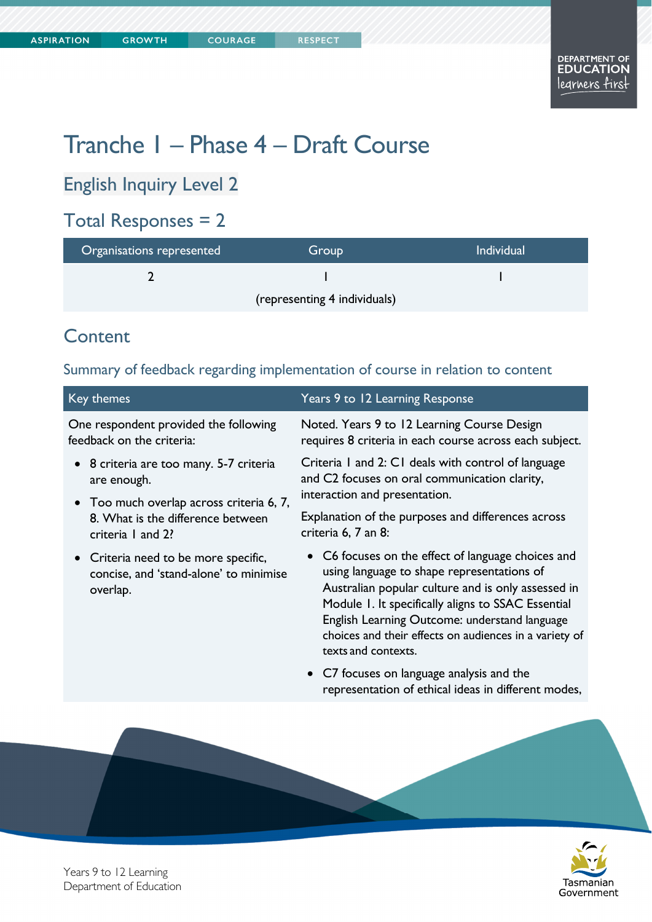# Tranche 1 – Phase 4 – Draft Course

## English Inquiry Level 2

## Total Responses = 2

| Organisations represented | Group | Individual |
|---|---|---|
| 2 | 1 (representing 4 individuals) | 1 |

## Content

### Summary of feedback regarding implementation of course in relation to content

| Key themes | Years 9 to 12 Learning Response |
|---|---|
| One respondent provided the following feedback on the criteria:<br>• 8 criteria are too many. 5-7 criteria are enough.<br>• Too much overlap across criteria 6, 7, 8. What is the difference between criteria 1 and 2?<br>• Criteria need to be more specific, concise, and 'stand-alone' to minimise overlap. | Noted. Years 9 to 12 Learning Course Design requires 8 criteria in each course across each subject.<br>Criteria 1 and 2: C1 deals with control of language and C2 focuses on oral communication clarity, interaction and presentation.<br>Explanation of the purposes and differences across criteria 6, 7 an 8:<br>• C6 focuses on the effect of language choices and using language to shape representations of Australian popular culture and is only assessed in Module 1. It specifically aligns to SSAC Essential English Learning Outcome: understand language choices and their effects on audiences in a variety of texts and contexts.<br>• C7 focuses on language analysis and the representation of ethical ideas in different modes, |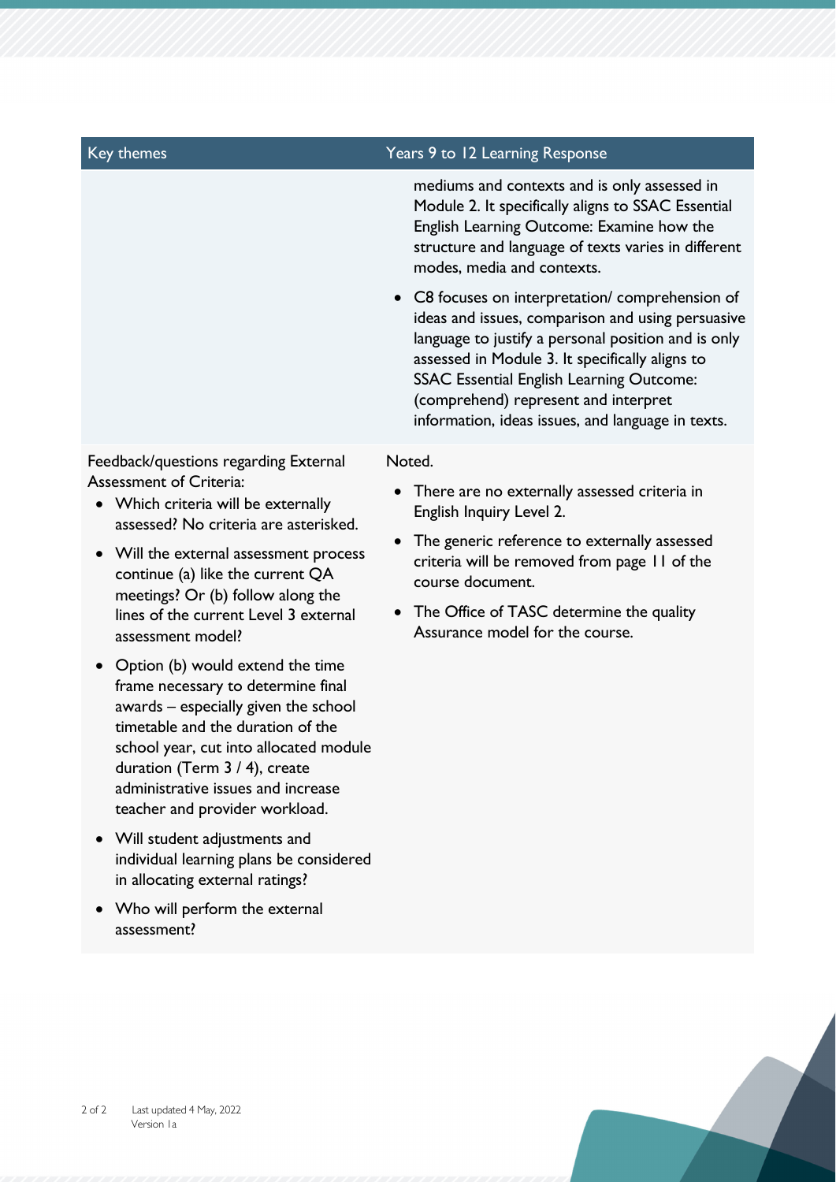| Key themes | Years 9 to 12 Learning Response |
| --- | --- |
| | mediums and contexts and is only assessed in Module 2. It specifically aligns to SSAC Essential English Learning Outcome: Examine how the structure and language of texts varies in different modes, media and contexts.<br><br>• C8 focuses on interpretation/ comprehension of ideas and issues, comparison and using persuasive language to justify a personal position and is only assessed in Module 3. It specifically aligns to SSAC Essential English Learning Outcome: (comprehend) represent and interpret information, ideas issues, and language in texts. |
| Feedback/questions regarding External Assessment of Criteria:<br>• Which criteria will be externally assessed? No criteria are asterisked.<br>• Will the external assessment process continue (a) like the current QA meetings? Or (b) follow along the lines of the current Level 3 external assessment model?<br>• Option (b) would extend the time frame necessary to determine final awards – especially given the school timetable and the duration of the school year, cut into allocated module duration (Term 3 / 4), create administrative issues and increase teacher and provider workload.<br>• Will student adjustments and individual learning plans be considered in allocating external ratings?<br>• Who will perform the external assessment? | Noted.<br>• There are no externally assessed criteria in English Inquiry Level 2.<br>• The generic reference to externally assessed criteria will be removed from page 11 of the course document.<br>• The Office of TASC determine the quality Assurance model for the course. |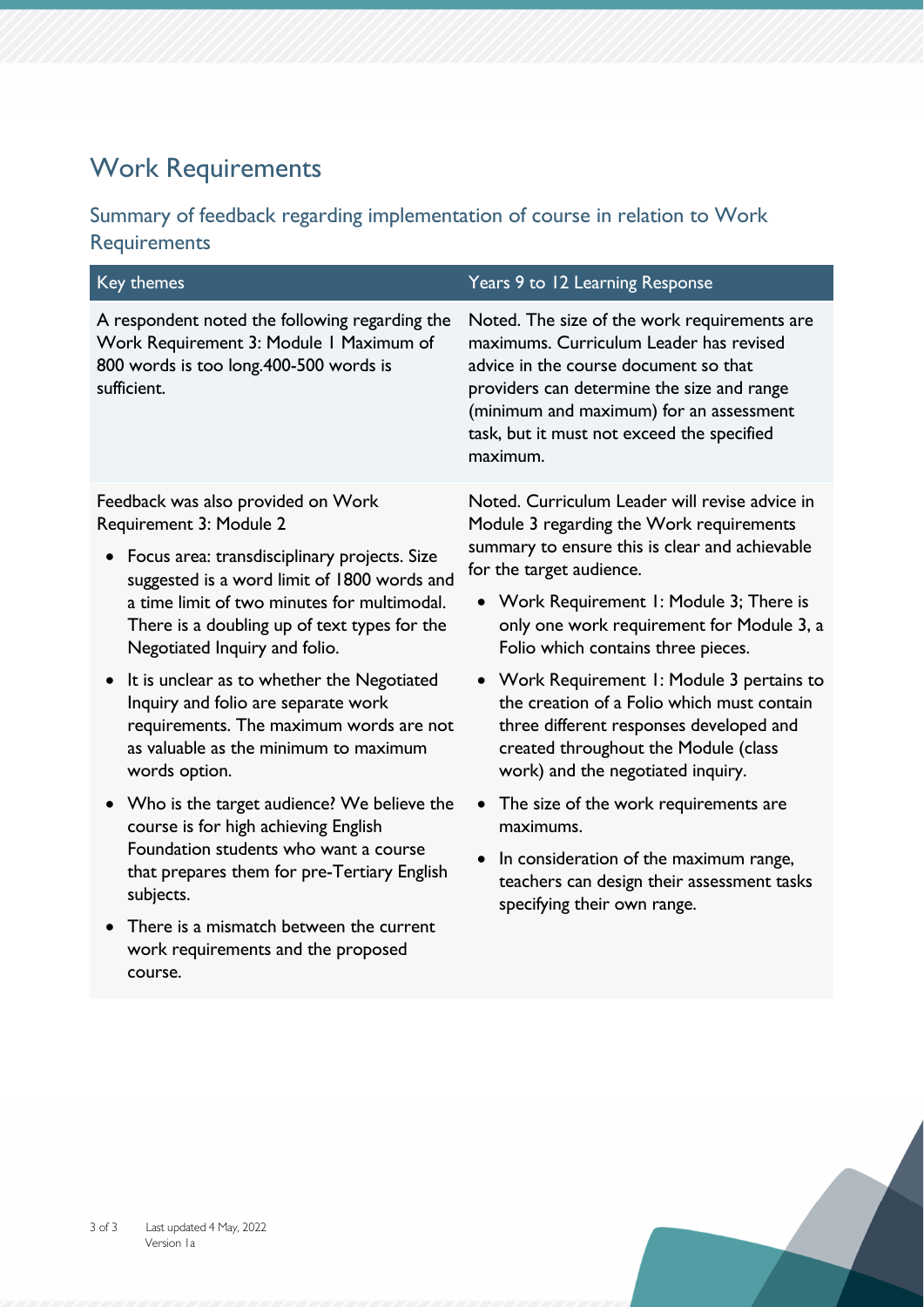## Work Requirements

### Summary of feedback regarding implementation of course in relation to Work Requirements

| Key themes | Years 9 to 12 Learning Response |
|---|---|
| A respondent noted the following regarding the Work Requirement 3: Module 1 Maximum of 800 words is too long.400-500 words is sufficient. | Noted. The size of the work requirements are maximums. Curriculum Leader has revised advice in the course document so that providers can determine the size and range (minimum and maximum) for an assessment task, but it must not exceed the specified maximum. |
| Feedback was also provided on Work Requirement 3: Module 2<br>• Focus area: transdisciplinary projects. Size suggested is a word limit of 1800 words and a time limit of two minutes for multimodal. There is a doubling up of text types for the Negotiated Inquiry and folio.<br>• It is unclear as to whether the Negotiated Inquiry and folio are separate work requirements. The maximum words are not as valuable as the minimum to maximum words option.<br>• Who is the target audience? We believe the course is for high achieving English Foundation students who want a course that prepares them for pre-Tertiary English subjects.<br>• There is a mismatch between the current work requirements and the proposed course. | Noted. Curriculum Leader will revise advice in Module 3 regarding the Work requirements summary to ensure this is clear and achievable for the target audience.<br>• Work Requirement 1: Module 3; There is only one work requirement for Module 3, a Folio which contains three pieces.<br>• Work Requirement 1: Module 3 pertains to the creation of a Folio which must contain three different responses developed and created throughout the Module (class work) and the negotiated inquiry.<br>• The size of the work requirements are maximums.<br>• In consideration of the maximum range, teachers can design their assessment tasks specifying their own range. |

Last updated 4 May, 2022
Version 1a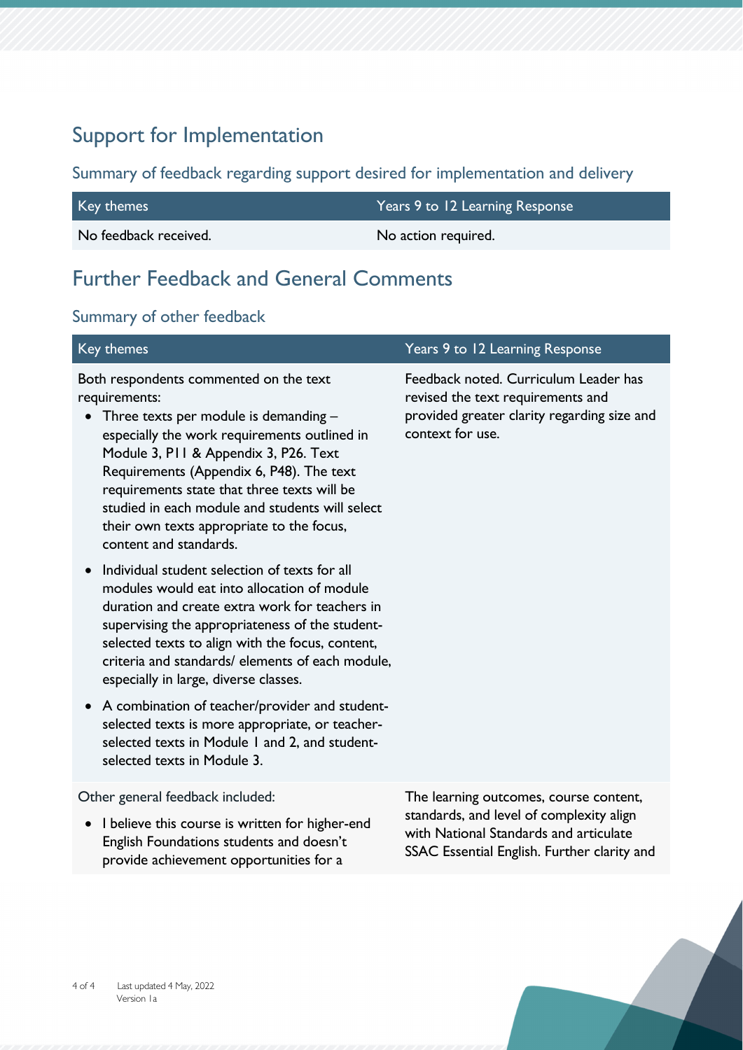## Support for Implementation

### Summary of feedback regarding support desired for implementation and delivery

| Key themes | Years 9 to 12 Learning Response |
| --- | --- |
| No feedback received. | No action required. |

## Further Feedback and General Comments

### Summary of other feedback

| Key themes | Years 9 to 12 Learning Response |
| --- | --- |
| Both respondents commented on the text requirements:<br>• Three texts per module is demanding – especially the work requirements outlined in Module 3, P11 & Appendix 3, P26. Text Requirements (Appendix 6, P48). The text requirements state that three texts will be studied in each module and students will select their own texts appropriate to the focus, content and standards.<br>• Individual student selection of texts for all modules would eat into allocation of module duration and create extra work for teachers in supervising the appropriateness of the student-selected texts to align with the focus, content, criteria and standards/ elements of each module, especially in large, diverse classes.<br>• A combination of teacher/provider and student-selected texts is more appropriate, or teacher-selected texts in Module 1 and 2, and student-selected texts in Module 3. | Feedback noted. Curriculum Leader has revised the text requirements and provided greater clarity regarding size and context for use. |
| Other general feedback included:<br>• I believe this course is written for higher-end English Foundations students and doesn't provide achievement opportunities for a | The learning outcomes, course content, standards, and level of complexity align with National Standards and articulate SSAC Essential English. Further clarity and |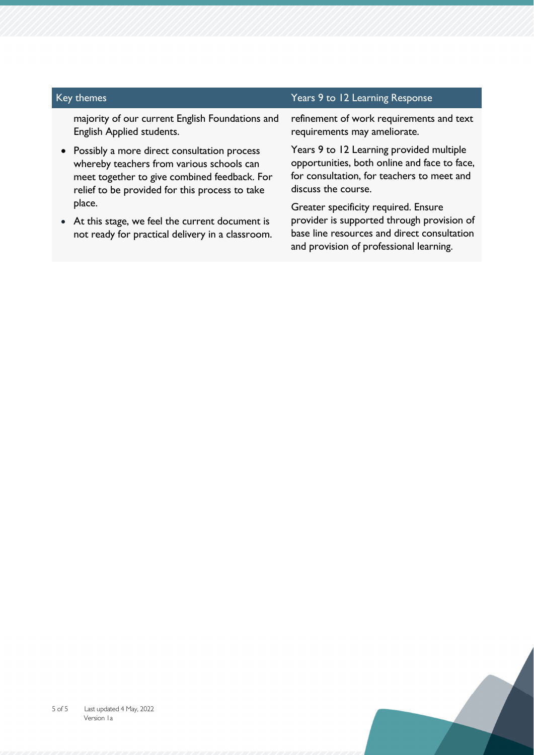| Key themes | Years 9 to 12 Learning Response |
|---|---|
| majority of our current English Foundations and English Applied students. | refinement of work requirements and text requirements may ameliorate. |
| • Possibly a more direct consultation process whereby teachers from various schools can meet together to give combined feedback. For relief to be provided for this process to take place. | Years 9 to 12 Learning provided multiple opportunities, both online and face to face, for consultation, for teachers to meet and discuss the course. |
| • At this stage, we feel the current document is not ready for practical delivery in a classroom. | Greater specificity required. Ensure provider is supported through provision of base line resources and direct consultation and provision of professional learning. |

Last updated 4 May, 2022
Version 1a